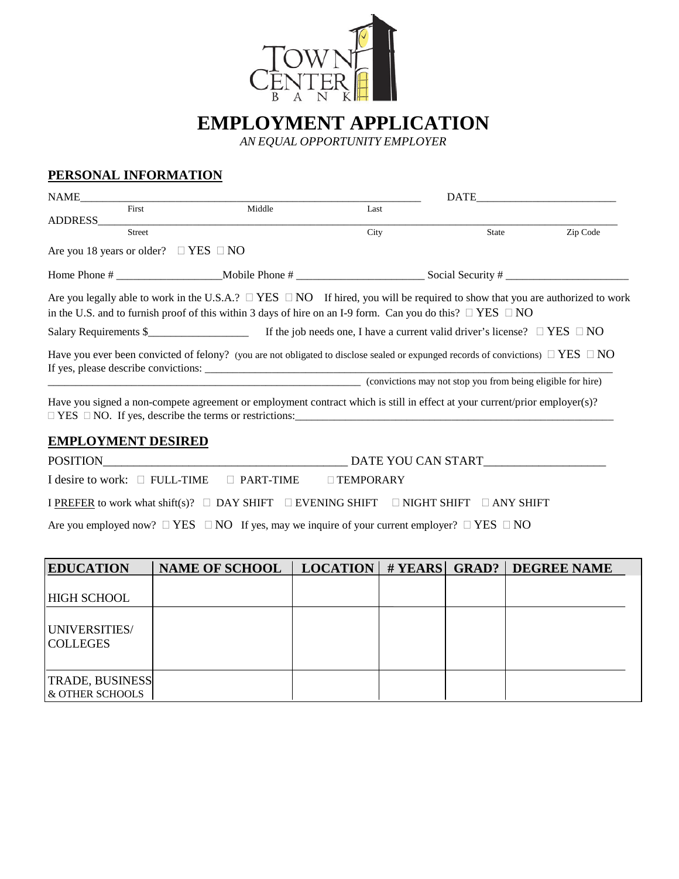TOWN CENTER BANK

# EMPLOYMENT APPLICATION

*AN EQUAL OPPORTUNITY EMPLOYER*

## PERSONAL INFORMATION

NAME_______________________________________________________________ DATE__________________________

First Middle Last

ADDRESS_____________________________________________________________________________________________

Street City State Zip Code

Are you 18 years or older? ☐ YES ☐ NO

Home Phone # ___________________Mobile Phone # _______________________ Social Security # _______________________

Are you legally able to work in the U.S.A.? ☐ YES ☐ NO If hired, you will be required to show that you are authorized to work in the U.S. and to furnish proof of this within 3 days of hire on an I-9 form. Can you do this? ☐ YES ☐ NO

Salary Requirements $__________________ If the job needs one, I have a current valid driver's license? ☐ YES ☐ NO

Have you ever been convicted of felony? (you are not obligated to disclose sealed or expunged records of convictions) ☐ YES ☐ NO

If yes, please describe convictions: ______________________________________________________________________

____________________________________________________________ (convictions may not stop you from being eligible for hire)

Have you signed a non-compete agreement or employment contract which is still in effect at your current/prior employer(s)?

☐ YES ☐ NO. If yes, describe the terms or restrictions:___________________________________________________________

## EMPLOYMENT DESIRED

POSITION__________________________________________ DATE YOU CAN START____________________

I desire to work: ☐ FULL-TIME ☐ PART-TIME ☐ TEMPORARY

I PREFER to work what shift(s)? ☐ DAY SHIFT ☐ EVENING SHIFT ☐ NIGHT SHIFT ☐ ANY SHIFT

Are you employed now? ☐ YES ☐ NO If yes, may we inquire of your current employer? ☐ YES ☐ NO

| EDUCATION | NAME OF SCHOOL | LOCATION | # YEARS | GRAD? | DEGREE NAME |
|---|---|---|---|---|---|
| HIGH SCHOOL | | | | | |
| UNIVERSITIES/ COLLEGES | | | | | |
| TRADE, BUSINESS & OTHER SCHOOLS | | | | | |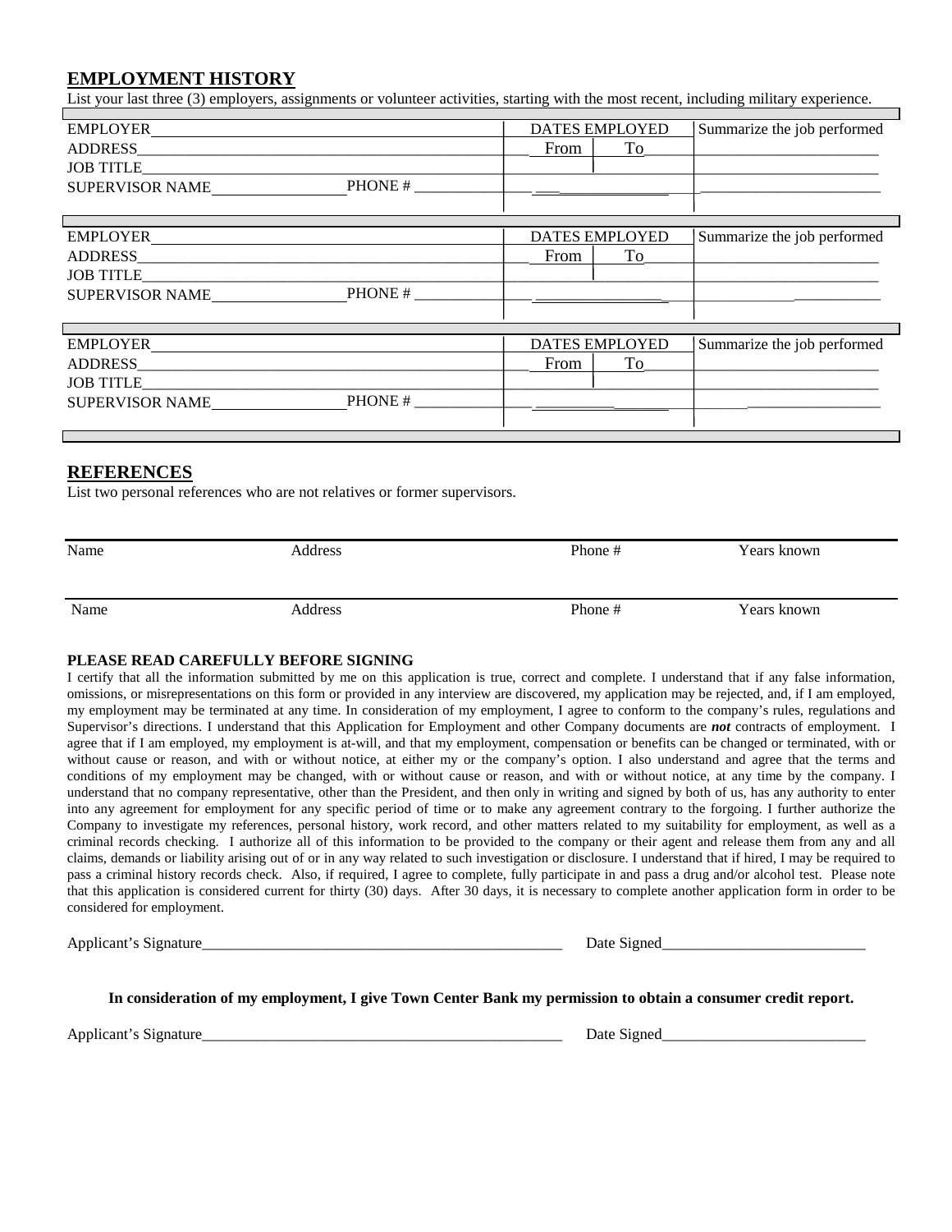## EMPLOYMENT HISTORY

List your last three (3) employers, assignments or volunteer activities, starting with the most recent, including military experience.

| | | | |
|---|---|---|---|
| EMPLOYER | DATES EMPLOYED | | Summarize the job performed |
| ADDRESS | From | To | |
| JOB TITLE | | | |
| SUPERVISOR NAME PHONE # | | | |

| | | | |
|---|---|---|---|
| EMPLOYER | DATES EMPLOYED | | Summarize the job performed |
| ADDRESS | From | To | |
| JOB TITLE | | | |
| SUPERVISOR NAME PHONE # | | | |

| | | | |
|---|---|---|---|
| EMPLOYER | DATES EMPLOYED | | Summarize the job performed |
| ADDRESS | From | To | |
| JOB TITLE | | | |
| SUPERVISOR NAME PHONE # | | | |

## REFERENCES

List two personal references who are not relatives or former supervisors.

| Name | Address | Phone # | Years known |
|---|---|---|---|
| Name | Address | Phone # | Years known |

**PLEASE READ CAREFULLY BEFORE SIGNING**

I certify that all the information submitted by me on this application is true, correct and complete. I understand that if any false information, omissions, or misrepresentations on this form or provided in any interview are discovered, my application may be rejected, and, if I am employed, my employment may be terminated at any time. In consideration of my employment, I agree to conform to the company's rules, regulations and Supervisor's directions. I understand that this Application for Employment and other Company documents are ***not*** contracts of employment. I agree that if I am employed, my employment is at-will, and that my employment, compensation or benefits can be changed or terminated, with or without cause or reason, and with or without notice, at either my or the company's option. I also understand and agree that the terms and conditions of my employment may be changed, with or without cause or reason, and with or without notice, at any time by the company. I understand that no company representative, other than the President, and then only in writing and signed by both of us, has any authority to enter into any agreement for employment for any specific period of time or to make any agreement contrary to the forgoing. I further authorize the Company to investigate my references, personal history, work record, and other matters related to my suitability for employment, as well as a criminal records checking. I authorize all of this information to be provided to the company or their agent and release them from any and all claims, demands or liability arising out of or in any way related to such investigation or disclosure. I understand that if hired, I may be required to pass a criminal history records check. Also, if required, I agree to complete, fully participate in and pass a drug and/or alcohol test. Please note that this application is considered current for thirty (30) days. After 30 days, it is necessary to complete another application form in order to be considered for employment.

Applicant's Signature_______________________________________ Date Signed_________________________

**In consideration of my employment, I give Town Center Bank my permission to obtain a consumer credit report.**

Applicant's Signature_______________________________________ Date Signed_________________________